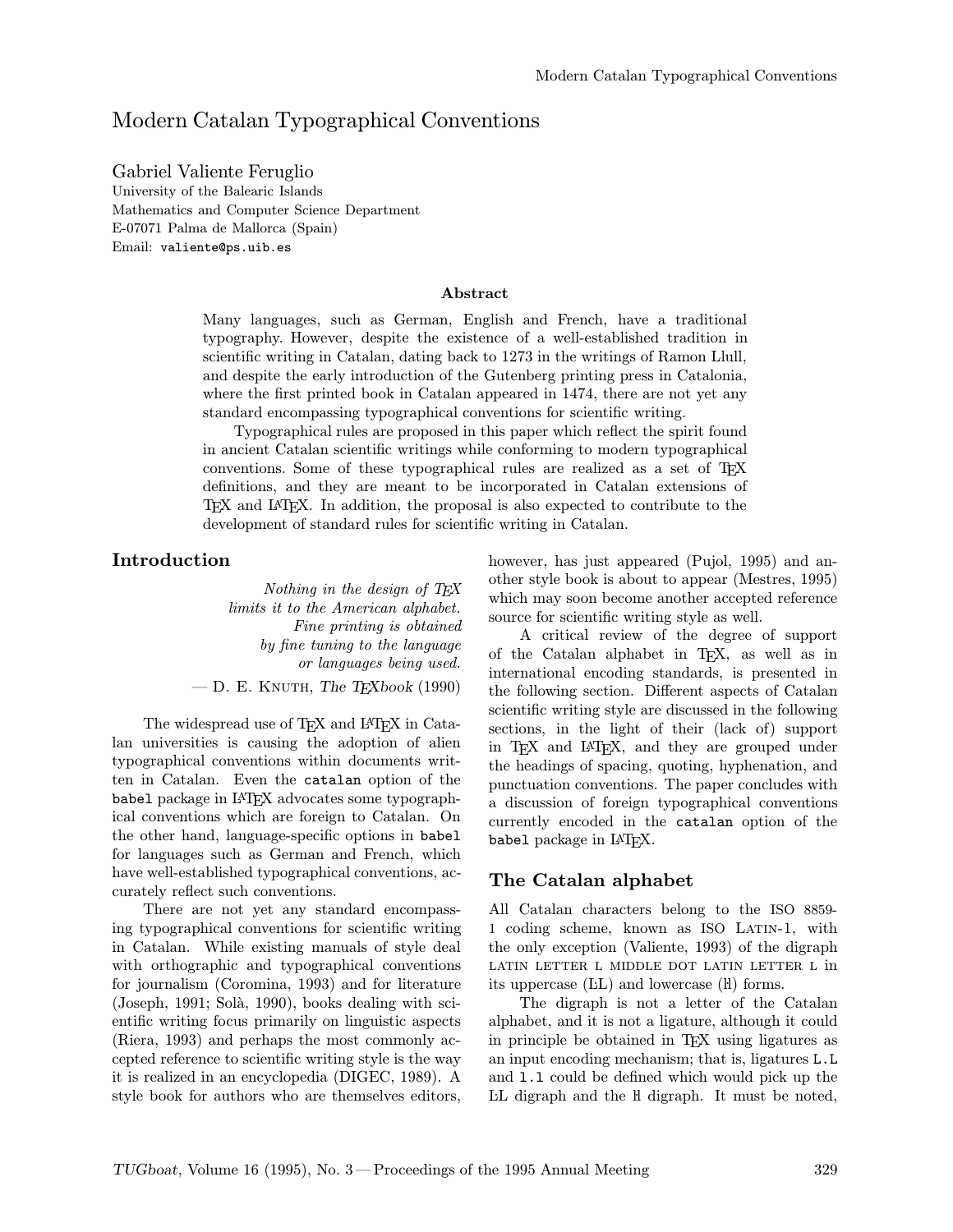# Modern Catalan Typographical Conventions

Gabriel Valiente Feruglio
University of the Balearic Islands
Mathematics and Computer Science Department
E-07071 Palma de Mallorca (Spain)
Email: `valiente@ps.uib.es`

### Abstract

Many languages, such as German, English and French, have a traditional typography. However, despite the existence of a well-established tradition in scientific writing in Catalan, dating back to 1273 in the writings of Ramon Llull, and despite the early introduction of the Gutenberg printing press in Catalonia, where the first printed book in Catalan appeared in 1474, there are not yet any standard encompassing typographical conventions for scientific writing.

Typographical rules are proposed in this paper which reflect the spirit found in ancient Catalan scientific writings while conforming to modern typographical conventions. Some of these typographical rules are realized as a set of TeX definitions, and they are meant to be incorporated in Catalan extensions of TeX and LaTeX. In addition, the proposal is also expected to contribute to the development of standard rules for scientific writing in Catalan.

## Introduction

> *Nothing in the design of TeX limits it to the American alphabet. Fine printing is obtained by fine tuning to the language or languages being used.*
>
> — D. E. Knuth, *The TeXbook* (1990)

The widespread use of TeX and LaTeX in Catalan universities is causing the adoption of alien typographical conventions within documents written in Catalan. Even the `catalan` option of the `babel` package in LaTeX advocates some typographical conventions which are foreign to Catalan. On the other hand, language-specific options in `babel` for languages such as German and French, which have well-established typographical conventions, accurately reflect such conventions.

There are not yet any standard encompassing typographical conventions for scientific writing in Catalan. While existing manuals of style deal with orthographic and typographical conventions for journalism (Coromina, 1993) and for literature (Joseph, 1991; Solà, 1990), books dealing with scientific writing focus primarily on linguistic aspects (Riera, 1993) and perhaps the most commonly accepted reference to scientific writing style is the way it is realized in an encyclopedia (DIGEC, 1989). A style book for authors who are themselves editors, however, has just appeared (Pujol, 1995) and another style book is about to appear (Mestres, 1995) which may soon become another accepted reference source for scientific writing style as well.

A critical review of the degree of support of the Catalan alphabet in TeX, as well as in international encoding standards, is presented in the following section. Different aspects of Catalan scientific writing style are discussed in the following sections, in the light of their (lack of) support in TeX and LaTeX, and they are grouped under the headings of spacing, quoting, hyphenation, and punctuation conventions. The paper concludes with a discussion of foreign typographical conventions currently encoded in the `catalan` option of the `babel` package in LaTeX.

## The Catalan alphabet

All Catalan characters belong to the ISO 8859-1 coding scheme, known as ISO Latin-1, with the only exception (Valiente, 1993) of the digraph LATIN LETTER L MIDDLE DOT LATIN LETTER L in its uppercase (Ŀ L) and lowercase (ŀl) forms.

The digraph is not a letter of the Catalan alphabet, and it is not a ligature, although it could in principle be obtained in TeX using ligatures as an input encoding mechanism; that is, ligatures `L.L` and `l.l` could be defined which would pick up the ĿL digraph and the ŀl digraph. It must be noted,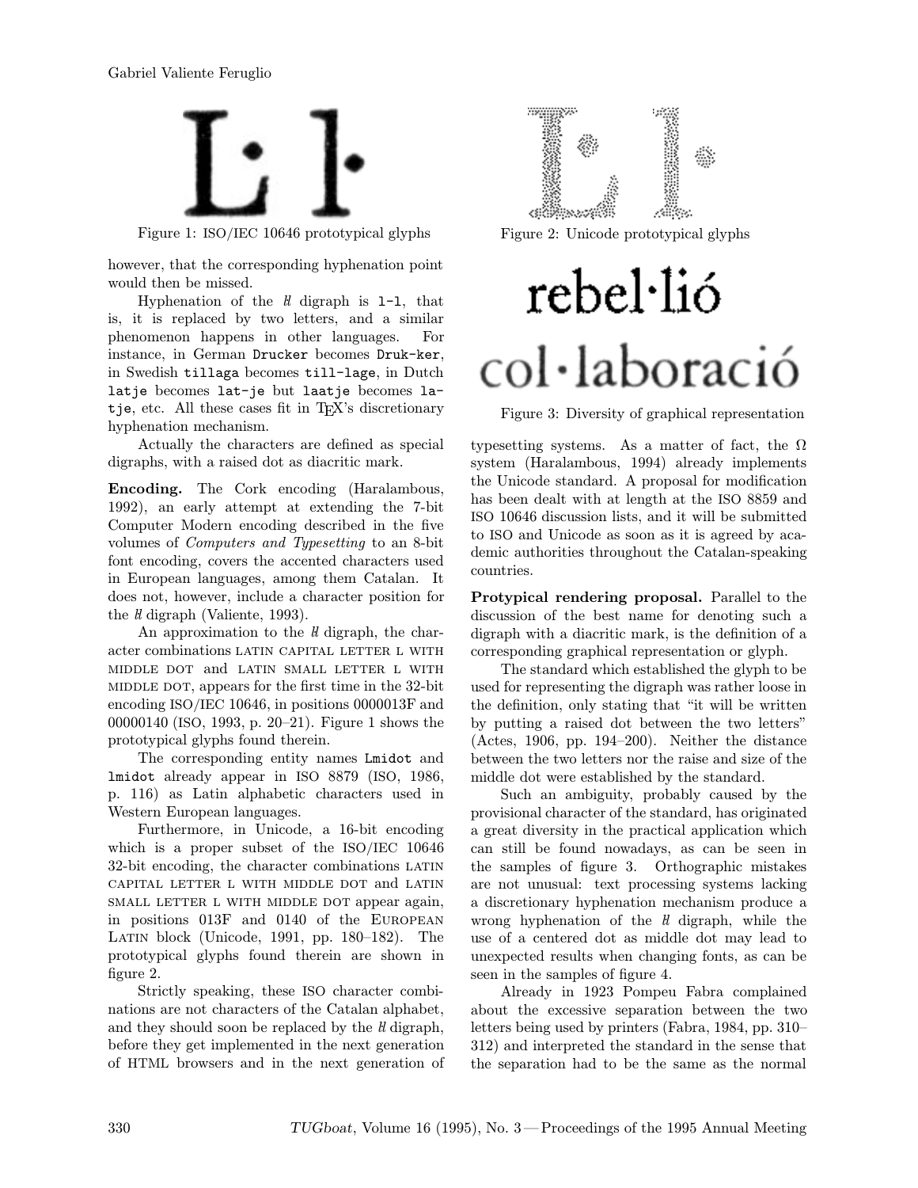Figure 1: ISO/IEC 10646 prototypical glyphs

Figure 2: Unicode prototypical glyphs

however, that the corresponding hyphenation point would then be missed.

Hyphenation of the ŀl digraph is `l-l`, that is, it is replaced by two letters, and a similar phenomenon happens in other languages. For instance, in German `Drucker` becomes `Druk-ker`, in Swedish `tillaga` becomes `till-lage`, in Dutch `latje` becomes `lat-je` but `laatje` becomes `la-tje`, etc. All these cases fit in TeX's discretionary hyphenation mechanism.

Actually the characters are defined as special digraphs, with a raised dot as diacritic mark.

**Encoding.** The Cork encoding (Haralambous, 1992), an early attempt at extending the 7-bit Computer Modern encoding described in the five volumes of *Computers and Typesetting* to an 8-bit font encoding, covers the accented characters used in European languages, among them Catalan. It does not, however, include a character position for the ŀl digraph (Valiente, 1993).

An approximation to the ŀl digraph, the character combinations LATIN CAPITAL LETTER L WITH MIDDLE DOT and LATIN SMALL LETTER L WITH MIDDLE DOT, appears for the first time in the 32-bit encoding ISO/IEC 10646, in positions 0000013F and 00000140 (ISO, 1993, p. 20–21). Figure 1 shows the prototypical glyphs found therein.

The corresponding entity names `Lmidot` and `lmidot` already appear in ISO 8879 (ISO, 1986, p. 116) as Latin alphabetic characters used in Western European languages.

Furthermore, in Unicode, a 16-bit encoding which is a proper subset of the ISO/IEC 10646 32-bit encoding, the character combinations LATIN CAPITAL LETTER L WITH MIDDLE DOT and LATIN SMALL LETTER L WITH MIDDLE DOT appear again, in positions 013F and 0140 of the EUROPEAN LATIN block (Unicode, 1991, pp. 180–182). The prototypical glyphs found therein are shown in figure 2.

Strictly speaking, these ISO character combinations are not characters of the Catalan alphabet, and they should soon be replaced by the ŀl digraph, before they get implemented in the next generation of HTML browsers and in the next generation of typesetting systems. As a matter of fact, the Ω system (Haralambous, 1994) already implements the Unicode standard. A proposal for modification has been dealt with at length at the ISO 8859 and ISO 10646 discussion lists, and it will be submitted to ISO and Unicode as soon as it is agreed by academic authorities throughout the Catalan-speaking countries.

rebel·lió

col·laboració

Figure 3: Diversity of graphical representation

**Protypical rendering proposal.** Parallel to the discussion of the best name for denoting such a digraph with a diacritic mark, is the definition of a corresponding graphical representation or glyph.

The standard which established the glyph to be used for representing the digraph was rather loose in the definition, only stating that "it will be written by putting a raised dot between the two letters" (Actes, 1906, pp. 194–200). Neither the distance between the two letters nor the raise and size of the middle dot were established by the standard.

Such an ambiguity, probably caused by the provisional character of the standard, has originated a great diversity in the practical application which can still be found nowadays, as can be seen in the samples of figure 3. Orthographic mistakes are not unusual: text processing systems lacking a discretionary hyphenation mechanism produce a wrong hyphenation of the ŀl digraph, while the use of a centered dot as middle dot may lead to unexpected results when changing fonts, as can be seen in the samples of figure 4.

Already in 1923 Pompeu Fabra complained about the excessive separation between the two letters being used by printers (Fabra, 1984, pp. 310–312) and interpreted the standard in the sense that the separation had to be the same as the normal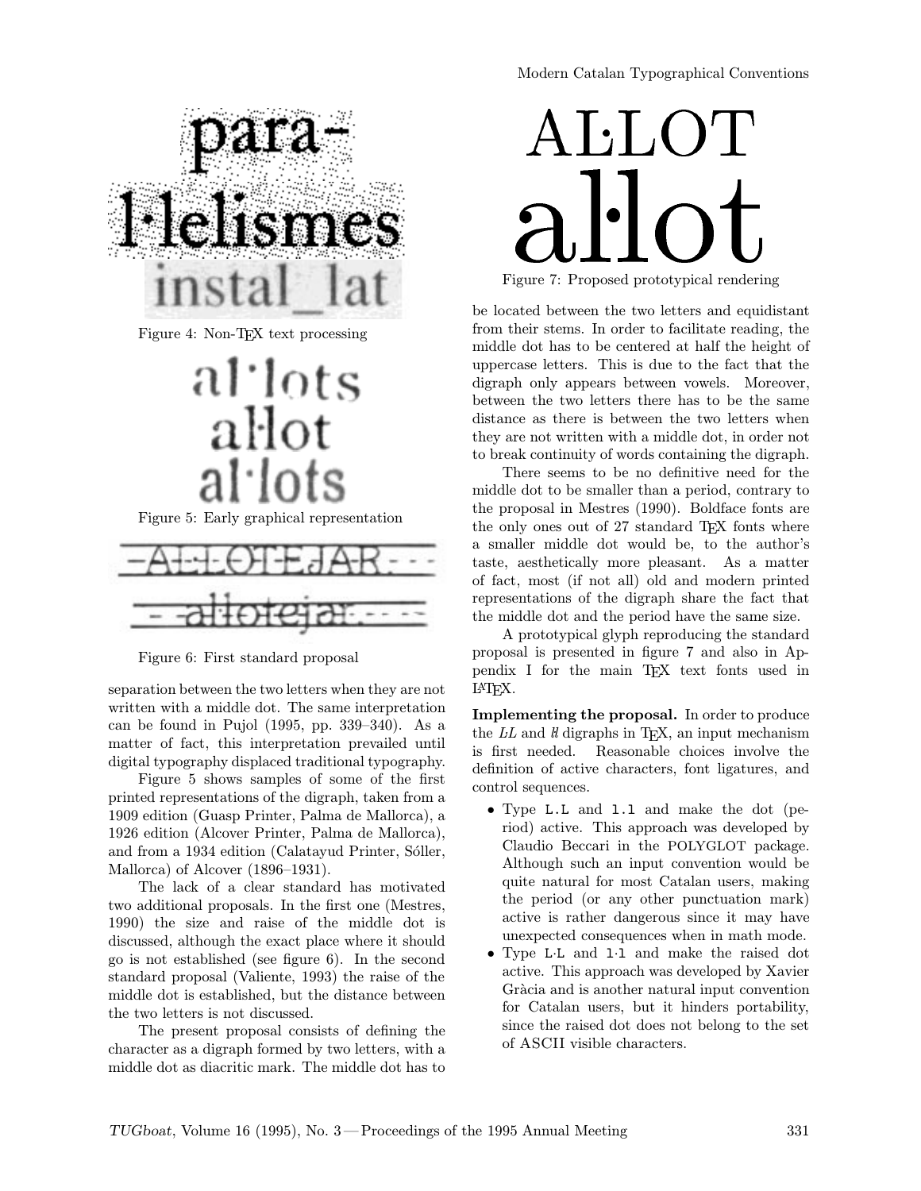Figure 4: Non-TEX text processing

Figure 5: Early graphical representation

Figure 6: First standard proposal

separation between the two letters when they are not written with a middle dot. The same interpretation can be found in Pujol (1995, pp. 339–340). As a matter of fact, this interpretation prevailed until digital typography displaced traditional typography.

Figure 5 shows samples of some of the first printed representations of the digraph, taken from a 1909 edition (Guasp Printer, Palma de Mallorca), a 1926 edition (Alcover Printer, Palma de Mallorca), and from a 1934 edition (Calatayud Printer, Sóller, Mallorca) of Alcover (1896–1931).

The lack of a clear standard has motivated two additional proposals. In the first one (Mestres, 1990) the size and raise of the middle dot is discussed, although the exact place where it should go is not established (see figure 6). In the second standard proposal (Valiente, 1993) the raise of the middle dot is established, but the distance between the two letters is not discussed.

The present proposal consists of defining the character as a digraph formed by two letters, with a middle dot as diacritic mark. The middle dot has to be located between the two letters and equidistant from their stems. In order to facilitate reading, the middle dot has to be centered at half the height of uppercase letters. This is due to the fact that the digraph only appears between vowels. Moreover, between the two letters there has to be the same distance as there is between the two letters when they are not written with a middle dot, in order not to break continuity of words containing the digraph.

Figure 7: Proposed prototypical rendering

There seems to be no definitive need for the middle dot to be smaller than a period, contrary to the proposal in Mestres (1990). Boldface fonts are the only ones out of 27 standard TEX fonts where a smaller middle dot would be, to the author's taste, aesthetically more pleasant. As a matter of fact, most (if not all) old and modern printed representations of the digraph share the fact that the middle dot and the period have the same size.

A prototypical glyph reproducing the standard proposal is presented in figure 7 and also in Appendix I for the main TEX text fonts used in LATEX.

**Implementing the proposal.** In order to produce the *L·L* and *l·l* digraphs in TEX, an input mechanism is first needed. Reasonable choices involve the definition of active characters, font ligatures, and control sequences.

- Type `L.L` and `l.l` and make the dot (period) active. This approach was developed by Claudio Beccari in the POLYGLOT package. Although such an input convention would be quite natural for most Catalan users, making the period (or any other punctuation mark) active is rather dangerous since it may have unexpected consequences when in math mode.
- Type `L·L` and `l·l` and make the raised dot active. This approach was developed by Xavier Gràcia and is another natural input convention for Catalan users, but it hinders portability, since the raised dot does not belong to the set of ASCII visible characters.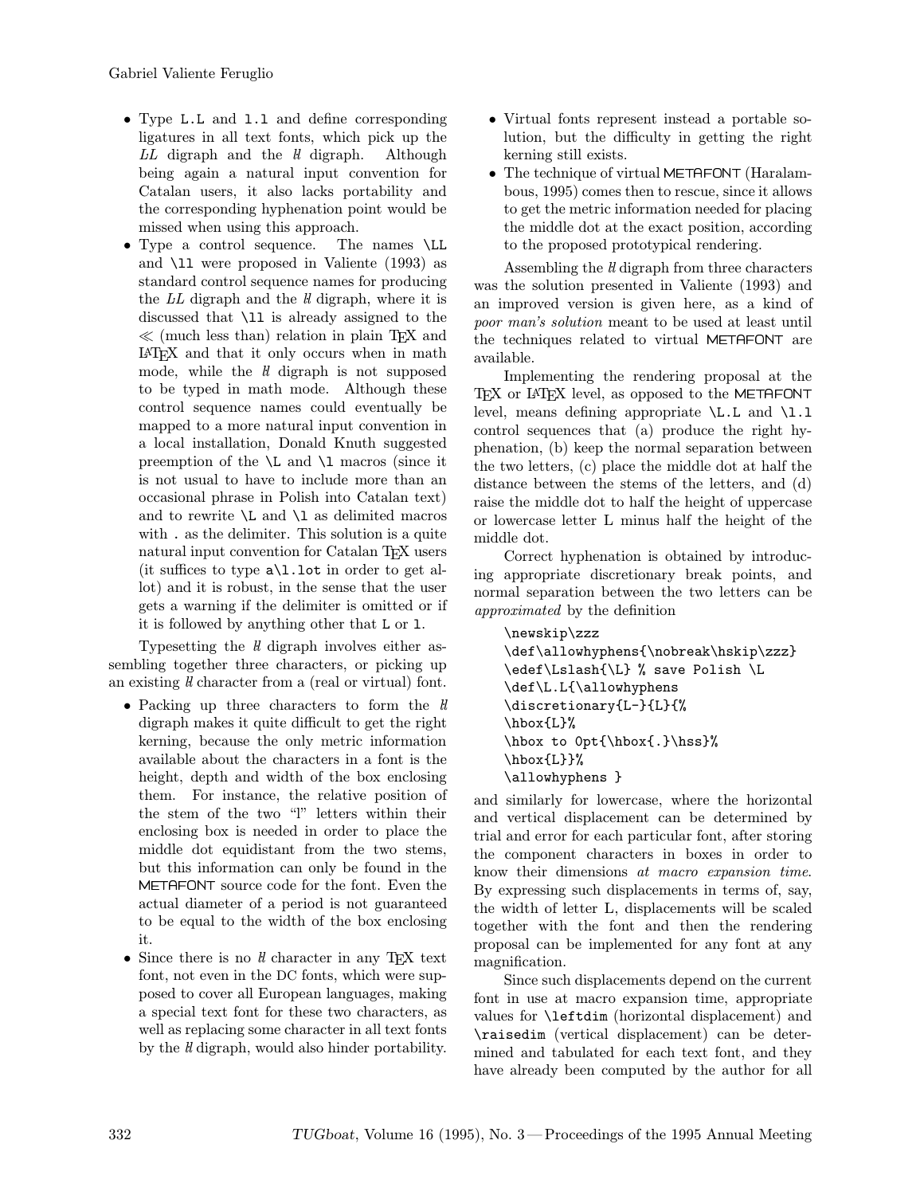- Type `L.L` and `l.l` and define corresponding ligatures in all text fonts, which pick up the *LL* digraph and the *ŀl* digraph. Although being again a natural input convention for Catalan users, it also lacks portability and the corresponding hyphenation point would be missed when using this approach.
- Type a control sequence. The names `\LL` and `\ll` were proposed in Valiente (1993) as standard control sequence names for producing the *LL* digraph and the *ŀl* digraph, where it is discussed that `\ll` is already assigned to the $\ll$ (much less than) relation in plain TeX and LaTeX and that it only occurs when in math mode, while the *ŀl* digraph is not supposed to be typed in math mode. Although these control sequence names could eventually be mapped to a more natural input convention in a local installation, Donald Knuth suggested preemption of the `\L` and `\l` macros (since it is not usual to have to include more than an occasional phrase in Polish into Catalan text) and to rewrite `\L` and `\l` as delimited macros with `.` as the delimiter. This solution is a quite natural input convention for Catalan TeX users (it suffices to type `a\l.lot` in order to get al-lot) and it is robust, in the sense that the user gets a warning if the delimiter is omitted or if it is followed by anything other that `L` or `l`.

Typesetting the *ŀl* digraph involves either assembling together three characters, or picking up an existing *ŀl* character from a (real or virtual) font.

- Packing up three characters to form the *ŀl* digraph makes it quite difficult to get the right kerning, because the only metric information available about the characters in a font is the height, depth and width of the box enclosing them. For instance, the relative position of the stem of the two "l" letters within their enclosing box is needed in order to place the middle dot equidistant from the two stems, but this information can only be found in the METAFONT source code for the font. Even the actual diameter of a period is not guaranteed to be equal to the width of the box enclosing it.
- Since there is no *ŀl* character in any TeX text font, not even in the DC fonts, which were supposed to cover all European languages, making a special text font for these two characters, as well as replacing some character in all text fonts by the *ŀl* digraph, would also hinder portability.
- Virtual fonts represent instead a portable solution, but the difficulty in getting the right kerning still exists.
- The technique of virtual METAFONT (Haralambous, 1995) comes then to rescue, since it allows to get the metric information needed for placing the middle dot at the exact position, according to the proposed prototypical rendering.

Assembling the *ŀl* digraph from three characters was the solution presented in Valiente (1993) and an improved version is given here, as a kind of *poor man's solution* meant to be used at least until the techniques related to virtual METAFONT are available.

Implementing the rendering proposal at the TeX or LaTeX level, as opposed to the METAFONT level, means defining appropriate `\L.L` and `\l.l` control sequences that (a) produce the right hyphenation, (b) keep the normal separation between the two letters, (c) place the middle dot at half the distance between the stems of the letters, and (d) raise the middle dot to half the height of uppercase or lowercase letter L minus half the height of the middle dot.

Correct hyphenation is obtained by introducing appropriate discretionary break points, and normal separation between the two letters can be *approximated* by the definition

```
\newskip\zzz
\def\allowhyphens{\nobreak\hskip\zzz}
\edef\Lslash{\L} % save Polish \L
\def\L.L{\allowhyphens
\discretionary{L-}{L}{%
\hbox{L}%
\hbox to 0pt{\hbox{.}\hss}%
\hbox{L}}%
\allowhyphens }
```

and similarly for lowercase, where the horizontal and vertical displacement can be determined by trial and error for each particular font, after storing the component characters in boxes in order to know their dimensions *at macro expansion time*. By expressing such displacements in terms of, say, the width of letter L, displacements will be scaled together with the font and then the rendering proposal can be implemented for any font at any magnification.

Since such displacements depend on the current font in use at macro expansion time, appropriate values for `\leftdim` (horizontal displacement) and `\raisedim` (vertical displacement) can be determined and tabulated for each text font, and they have already been computed by the author for all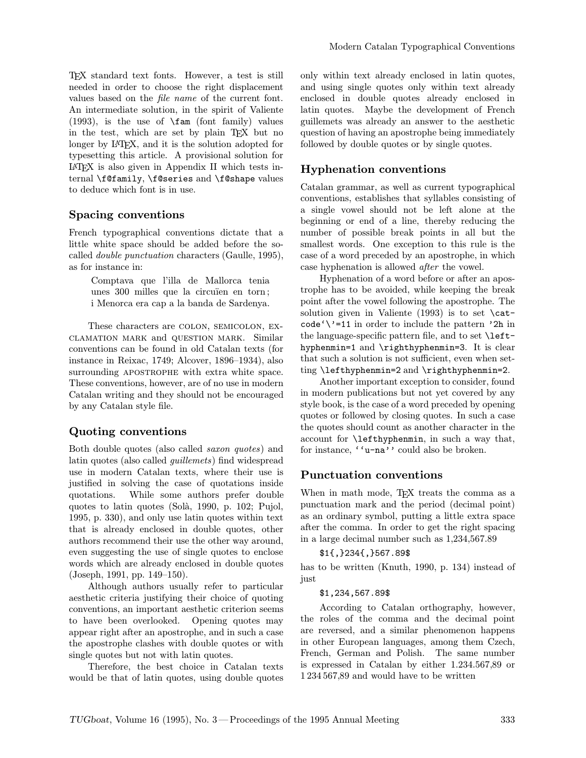TeX standard text fonts. However, a test is still needed in order to choose the right displacement values based on the *file name* of the current font. An intermediate solution, in the spirit of Valiente (1993), is the use of `\fam` (font family) values in the test, which are set by plain TeX but no longer by LaTeX, and it is the solution adopted for typesetting this article. A provisional solution for LaTeX is also given in Appendix II which tests internal `\f@family`, `\f@series` and `\f@shape` values to deduce which font is in use.

## Spacing conventions

French typographical conventions dictate that a little white space should be added before the so-called *double punctuation* characters (Gaulle, 1995), as for instance in:

> Comptava que l'illa de Mallorca tenia unes 300 milles que la circuïen en torn ; i Menorca era cap a la banda de Sardenya.

These characters are COLON, SEMICOLON, EXCLAMATION MARK and QUESTION MARK. Similar conventions can be found in old Catalan texts (for instance in Reixac, 1749; Alcover, 1896–1934), also surrounding APOSTROPHE with extra white space. These conventions, however, are of no use in modern Catalan writing and they should not be encouraged by any Catalan style file.

## Quoting conventions

Both double quotes (also called *saxon quotes*) and latin quotes (also called *guillemets*) find widespread use in modern Catalan texts, where their use is justified in solving the case of quotations inside quotations. While some authors prefer double quotes to latin quotes (Solà, 1990, p. 102; Pujol, 1995, p. 330), and only use latin quotes within text that is already enclosed in double quotes, other authors recommend their use the other way around, even suggesting the use of single quotes to enclose words which are already enclosed in double quotes (Joseph, 1991, pp. 149–150).

Although authors usually refer to particular aesthetic criteria justifying their choice of quoting conventions, an important aesthetic criterion seems to have been overlooked. Opening quotes may appear right after an apostrophe, and in such a case the apostrophe clashes with double quotes or with single quotes but not with latin quotes.

Therefore, the best choice in Catalan texts would be that of latin quotes, using double quotes only within text already enclosed in latin quotes, and using single quotes only within text already enclosed in double quotes already enclosed in latin quotes. Maybe the development of French guillemets was already an answer to the aesthetic question of having an apostrophe being immediately followed by double quotes or by single quotes.

## Hyphenation conventions

Catalan grammar, as well as current typographical conventions, establishes that syllables consisting of a single vowel should not be left alone at the beginning or end of a line, thereby reducing the number of possible break points in all but the smallest words. One exception to this rule is the case of a word preceded by an apostrophe, in which case hyphenation is allowed *after* the vowel.

Hyphenation of a word before or after an apostrophe has to be avoided, while keeping the break point after the vowel following the apostrophe. The solution given in Valiente (1993) is to set `\catcode`\'=11` in order to include the pattern `'2h` in the language-specific pattern file, and to set `\lefthyphenmin=1` and `\righthyphenmin=3`. It is clear that such a solution is not sufficient, even when setting `\lefthyphenmin=2` and `\righthyphenmin=2`.

Another important exception to consider, found in modern publications but not yet covered by any style book, is the case of a word preceded by opening quotes or followed by closing quotes. In such a case the quotes should count as another character in the account for `\lefthyphenmin`, in such a way that, for instance, ` ``u-na'' ` could also be broken.

## Punctuation conventions

When in math mode, TeX treats the comma as a punctuation mark and the period (decimal point) as an ordinary symbol, putting a little extra space after the comma. In order to get the right spacing in a large decimal number such as 1,234,567.89

```
$1{,}234{,}567.89$
```

has to be written (Knuth, 1990, p. 134) instead of just

```
$1,234,567.89$
```

According to Catalan orthography, however, the roles of the comma and the decimal point are reversed, and a similar phenomenon happens in other European languages, among them Czech, French, German and Polish. The same number is expressed in Catalan by either 1.234.567,89 or 1 234 567,89 and would have to be written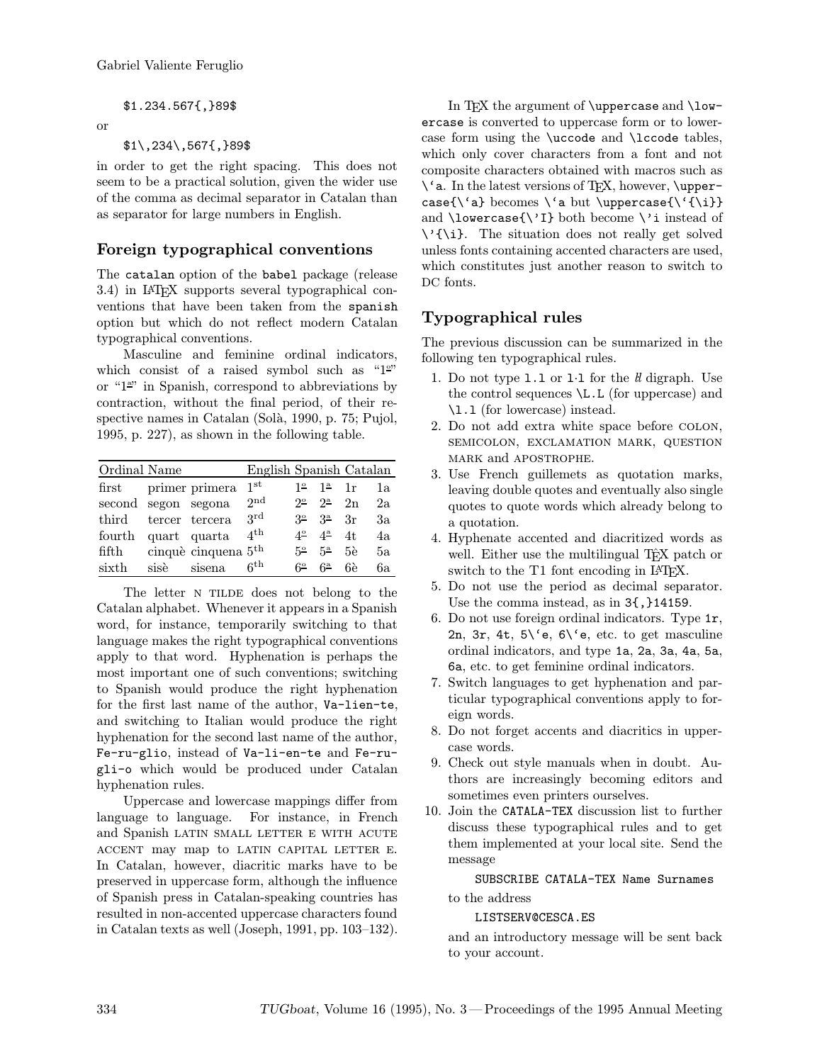```
$1.234.567{,}89$
```

or

```
$1\,234\,567{,}89$
```

in order to get the right spacing. This does not seem to be a practical solution, given the wider use of the comma as decimal separator in Catalan than as separator for large numbers in English.

## Foreign typographical conventions

The `catalan` option of the `babel` package (release 3.4) in LaTeX supports several typographical conventions that have been taken from the `spanish` option but which do not reflect modern Catalan typographical conventions.

Masculine and feminine ordinal indicators, which consist of a raised symbol such as "1º" or "1ª" in Spanish, correspond to abbreviations by contraction, without the final period, of their respective names in Catalan (Solà, 1990, p. 75; Pujol, 1995, p. 227), as shown in the following table.

| Ordinal | Name | | English | Spanish | | Catalan | |
|---|---|---|---|---|---|---|---|
| first | primer | primera | 1st | 1º | 1ª | 1r | 1a |
| second | segon | segona | 2nd | 2º | 2ª | 2n | 2a |
| third | tercer | tercera | 3rd | 3º | 3ª | 3r | 3a |
| fourth | quart | quarta | 4th | 4º | 4ª | 4t | 4a |
| fifth | cinquè | cinquena | 5th | 5º | 5ª | 5è | 5a |
| sixth | sisè | sisena | 6th | 6º | 6ª | 6è | 6a |

The letter N TILDE does not belong to the Catalan alphabet. Whenever it appears in a Spanish word, for instance, temporarily switching to that language makes the right typographical conventions apply to that word. Hyphenation is perhaps the most important one of such conventions; switching to Spanish would produce the right hyphenation for the first last name of the author, `Va-lien-te`, and switching to Italian would produce the right hyphenation for the second last name of the author, `Fe-ru-glio`, instead of `Va-li-en-te` and `Fe-ru-gli-o` which would be produced under Catalan hyphenation rules.

Uppercase and lowercase mappings differ from language to language. For instance, in French and Spanish LATIN SMALL LETTER E WITH ACUTE ACCENT may map to LATIN CAPITAL LETTER E. In Catalan, however, diacritic marks have to be preserved in uppercase form, although the influence of Spanish press in Catalan-speaking countries has resulted in non-accented uppercase characters found in Catalan texts as well (Joseph, 1991, pp. 103–132).

In TeX the argument of `\uppercase` and `\lowercase` is converted to uppercase form or to lowercase form using the `\uccode` and `\lccode` tables, which only cover characters from a font and not composite characters obtained with macros such as `` \`a ``. In the latest versions of TeX, however, `` \uppercase{\`a} `` becomes `` \`a `` but `` \uppercase{\`{\i}} `` and `\lowercase{\'I}` both become `\'i` instead of `\'{\i}`. The situation does not really get solved unless fonts containing accented characters are used, which constitutes just another reason to switch to DC fonts.

## Typographical rules

The previous discussion can be summarized in the following ten typographical rules.

1. Do not type `l.l` or `l·l` for the ŀl digraph. Use the control sequences `\L.L` (for uppercase) and `\l.l` (for lowercase) instead.
2. Do not add extra white space before COLON, SEMICOLON, EXCLAMATION MARK, QUESTION MARK and APOSTROPHE.
3. Use French guillemets as quotation marks, leaving double quotes and eventually also single quotes to quote words which already belong to a quotation.
4. Hyphenate accented and diacritized words as well. Either use the multilingual TeX patch or switch to the T1 font encoding in LaTeX.
5. Do not use the period as decimal separator. Use the comma instead, as in `3{,}14159`.
6. Do not use foreign ordinal indicators. Type `1r`, `2n`, `3r`, `4t`, `` 5\`e ``, `` 6\`e ``, etc. to get masculine ordinal indicators, and type `1a`, `2a`, `3a`, `4a`, `5a`, `6a`, etc. to get feminine ordinal indicators.
7. Switch languages to get hyphenation and particular typographical conventions apply to foreign words.
8. Do not forget accents and diacritics in uppercase words.
9. Check out style manuals when in doubt. Authors are increasingly becoming editors and sometimes even printers ourselves.
10. Join the `CATALA-TEX` discussion list to further discuss these typographical rules and to get them implemented at your local site. Send the message

    ```
    SUBSCRIBE CATALA-TEX Name Surnames
    ```

    to the address

    ```
    LISTSERV@CESCA.ES
    ```

    and an introductory message will be sent back to your account.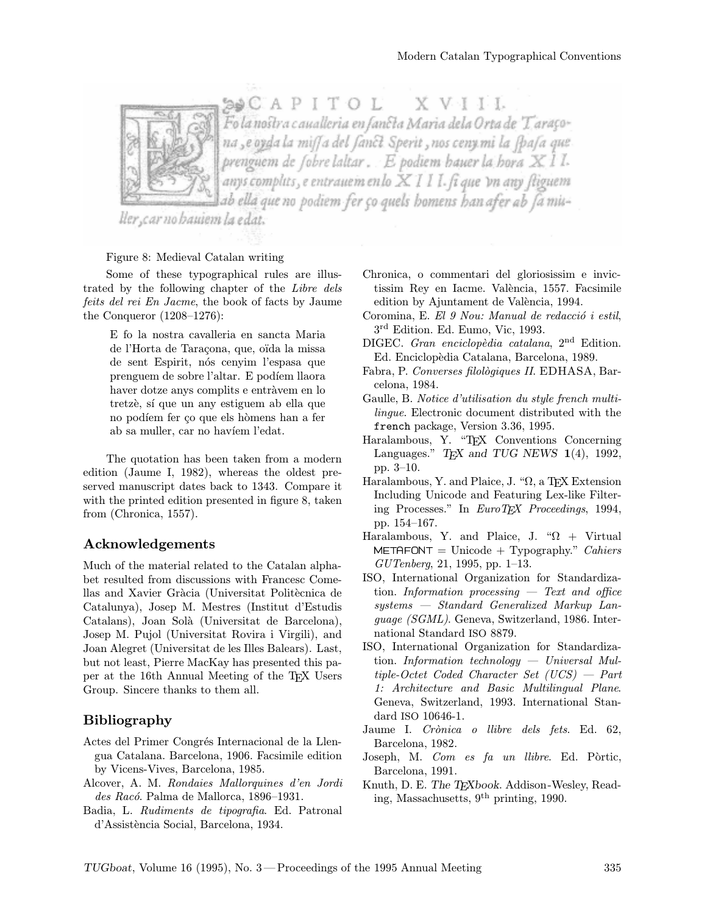Figure 8: Medieval Catalan writing

Some of these typographical rules are illustrated by the following chapter of the *Libre dels feits del rei En Jacme*, the book of facts by Jaume the Conqueror (1208–1276):

> E fo la nostra cavalleria en sancta Maria de l'Horta de Taraçona, que, oïda la missa de sent Espirit, nós cenyim l'espasa que prenguem de sobre l'altar. E podíem llaora haver dotze anys complits e entràvem en lo tretzè, sí que un any estiguem ab ella que no podíem fer ço que els hòmens han a fer ab sa muller, car no havíem l'edat.

The quotation has been taken from a modern edition (Jaume I, 1982), whereas the oldest preserved manuscript dates back to 1343. Compare it with the printed edition presented in figure 8, taken from (Chronica, 1557).

## Acknowledgements

Much of the material related to the Catalan alphabet resulted from discussions with Francesc Comellas and Xavier Gràcia (Universitat Politècnica de Catalunya), Josep M. Mestres (Institut d'Estudis Catalans), Joan Solà (Universitat de Barcelona), Josep M. Pujol (Universitat Rovira i Virgili), and Joan Alegret (Universitat de les Illes Balears). Last, but not least, Pierre MacKay has presented this paper at the 16th Annual Meeting of the TEX Users Group. Sincere thanks to them all.

## Bibliography

Actes del Primer Congrés Internacional de la Llengua Catalana. Barcelona, 1906. Facsimile edition by Vicens-Vives, Barcelona, 1985.

Alcover, A. M. *Rondaies Mallorquines d'en Jordi des Racó*. Palma de Mallorca, 1896–1931.

Badia, L. *Rudiments de tipografia*. Ed. Patronal d'Assistència Social, Barcelona, 1934.

Chronica, o commentari del gloriosissim e invictissim Rey en Iacme. València, 1557. Facsimile edition by Ajuntament de València, 1994.

Coromina, E. *El 9 Nou: Manual de redacció i estil*, 3rd Edition. Ed. Eumo, Vic, 1993.

DIGEC. *Gran enciclopèdia catalana*, 2nd Edition. Ed. Enciclopèdia Catalana, Barcelona, 1989.

Fabra, P. *Converses filològiques II*. EDHASA, Barcelona, 1984.

Gaulle, B. *Notice d'utilisation du style french multilingue*. Electronic document distributed with the `french` package, Version 3.36, 1995.

Haralambous, Y. "TEX Conventions Concerning Languages." *TEX and TUG NEWS* **1**(4), 1992, pp. 3–10.

Haralambous, Y. and Plaice, J. "Ω, a TEX Extension Including Unicode and Featuring Lex-like Filtering Processes." In *EuroTEX Proceedings*, 1994, pp. 154–167.

Haralambous, Y. and Plaice, J. "Ω + Virtual METAFONT = Unicode + Typography." *Cahiers GUTenberg*, 21, 1995, pp. 1–13.

ISO, International Organization for Standardization. *Information processing — Text and office systems — Standard Generalized Markup Language (SGML)*. Geneva, Switzerland, 1986. International Standard ISO 8879.

ISO, International Organization for Standardization. *Information technology — Universal Multiple-Octet Coded Character Set (UCS) — Part 1: Architecture and Basic Multilingual Plane*. Geneva, Switzerland, 1993. International Standard ISO 10646-1.

Jaume I. *Crònica o llibre dels fets*. Ed. 62, Barcelona, 1982.

Joseph, M. *Com es fa un llibre*. Ed. Pòrtic, Barcelona, 1991.

Knuth, D. E. *The TEXbook*. Addison-Wesley, Reading, Massachusetts, 9th printing, 1990.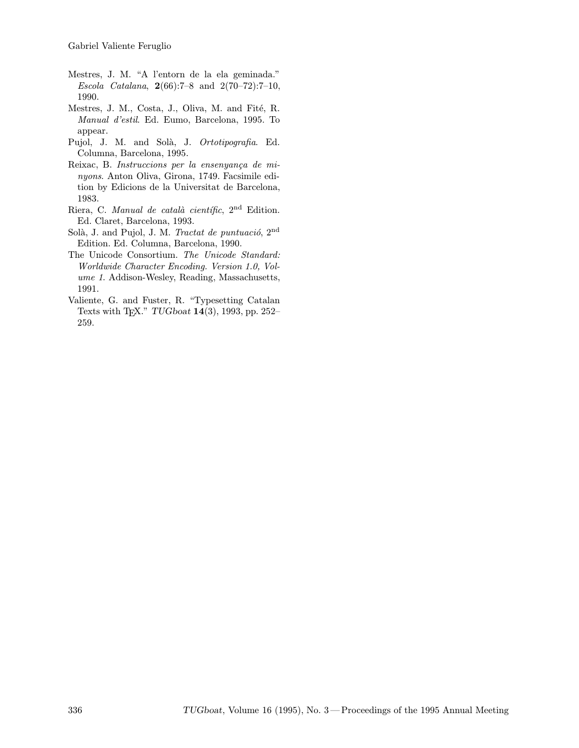Mestres, J. M. "A l'entorn de la ela geminada." *Escola Catalana*, **2**(66):7–8 and 2(70–72):7–10, 1990.

Mestres, J. M., Costa, J., Oliva, M. and Fité, R. *Manual d'estil*. Ed. Eumo, Barcelona, 1995. To appear.

Pujol, J. M. and Solà, J. *Ortotipografia*. Ed. Columna, Barcelona, 1995.

Reixac, B. *Instruccions per la ensenyança de minyons*. Anton Oliva, Girona, 1749. Facsimile edition by Edicions de la Universitat de Barcelona, 1983.

Riera, C. *Manual de català científic*, 2$^{\text{nd}}$ Edition. Ed. Claret, Barcelona, 1993.

Solà, J. and Pujol, J. M. *Tractat de puntuació*, 2$^{\text{nd}}$ Edition. Ed. Columna, Barcelona, 1990.

The Unicode Consortium. *The Unicode Standard: Worldwide Character Encoding. Version 1.0, Volume 1*. Addison-Wesley, Reading, Massachusetts, 1991.

Valiente, G. and Fuster, R. "Typesetting Catalan Texts with TEX." *TUGboat* **14**(3), 1993, pp. 252–259.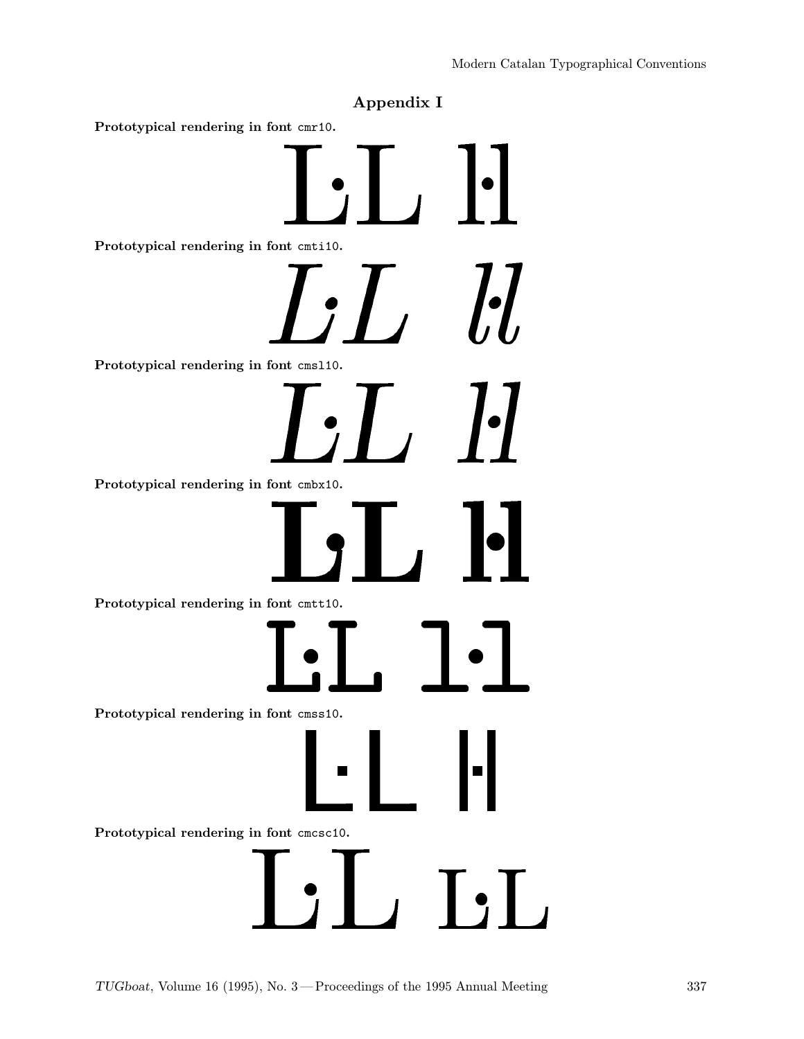## Appendix I

**Prototypical rendering in font** `cmr10`.

L·L l·l

**Prototypical rendering in font** `cmti10`.

*L·L l·l*

**Prototypical rendering in font** `cmsl10`.

L·L l·l

**Prototypical rendering in font** `cmbx10`.

**L·L l·l**

**Prototypical rendering in font** `cmtt10`.

`L·L l·l`

**Prototypical rendering in font** `cmss10`.

L·L l·l

**Prototypical rendering in font** `cmcsc10`.

L·L L·L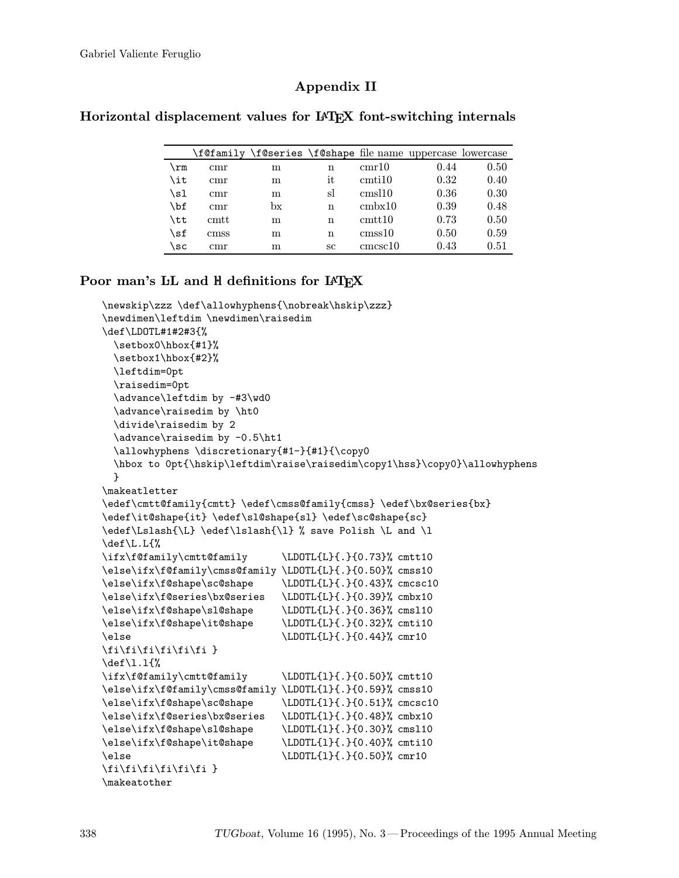## Appendix II

### Horizontal displacement values for LaTeX font-switching internals

| | \f@family | \f@series | \f@shape | file name | uppercase | lowercase |
|---|---|---|---|---|---|---|
| \rm | cmr | m | n | cmr10 | 0.44 | 0.50 |
| \it | cmr | m | it | cmti10 | 0.32 | 0.40 |
| \sl | cmr | m | sl | cmsl10 | 0.36 | 0.30 |
| \bf | cmr | bx | n | cmbx10 | 0.39 | 0.48 |
| \tt | cmtt | m | n | cmtt10 | 0.73 | 0.50 |
| \sf | cmss | m | n | cmss10 | 0.50 | 0.59 |
| \sc | cmr | m | sc | cmcsc10 | 0.43 | 0.51 |

### Poor man's L·L and l·l definitions for LaTeX

```
\newskip\zzz \def\allowhyphens{\nobreak\hskip\zzz}
\newdimen\leftdim \newdimen\raisedim
\def\LDOTL#1#2#3{%
  \setbox0\hbox{#1}%
  \setbox1\hbox{#2}%
  \leftdim=0pt
  \raisedim=0pt
  \advance\leftdim by -#3\wd0
  \advance\raisedim by \ht0
  \divide\raisedim by 2
  \advance\raisedim by -0.5\ht1
  \allowhyphens \discretionary{#1-}{#1}{\copy0
  \hbox to 0pt{\hskip\leftdim\raise\raisedim\copy1\hss}\copy0}\allowhyphens
  }
\makeatletter
\edef\cmtt@family{cmtt} \edef\cmss@family{cmss} \edef\bx@series{bx}
\edef\it@shape{it} \edef\sl@shape{sl} \edef\sc@shape{sc}
\edef\Lslash{\L} \edef\lslash{\l} % save Polish \L and \l
\def\L.L{%
\ifx\f@family\cmtt@family      \LDOTL{L}{.}{0.73}% cmtt10
\else\ifx\f@family\cmss@family \LDOTL{L}{.}{0.50}% cmss10
\else\ifx\f@shape\sc@shape     \LDOTL{L}{.}{0.43}% cmcsc10
\else\ifx\f@series\bx@series   \LDOTL{L}{.}{0.39}% cmbx10
\else\ifx\f@shape\sl@shape     \LDOTL{L}{.}{0.36}% cmsl10
\else\ifx\f@shape\it@shape     \LDOTL{L}{.}{0.32}% cmti10
\else                          \LDOTL{L}{.}{0.44}% cmr10
\fi\fi\fi\fi\fi\fi }
\def\l.l{%
\ifx\f@family\cmtt@family      \LDOTL{l}{.}{0.50}% cmtt10
\else\ifx\f@family\cmss@family \LDOTL{l}{.}{0.59}% cmss10
\else\ifx\f@shape\sc@shape     \LDOTL{l}{.}{0.51}% cmcsc10
\else\ifx\f@series\bx@series   \LDOTL{l}{.}{0.48}% cmbx10
\else\ifx\f@shape\sl@shape     \LDOTL{l}{.}{0.30}% cmsl10
\else\ifx\f@shape\it@shape     \LDOTL{l}{.}{0.40}% cmti10
\else                          \LDOTL{l}{.}{0.50}% cmr10
\fi\fi\fi\fi\fi\fi }
\makeatother
```